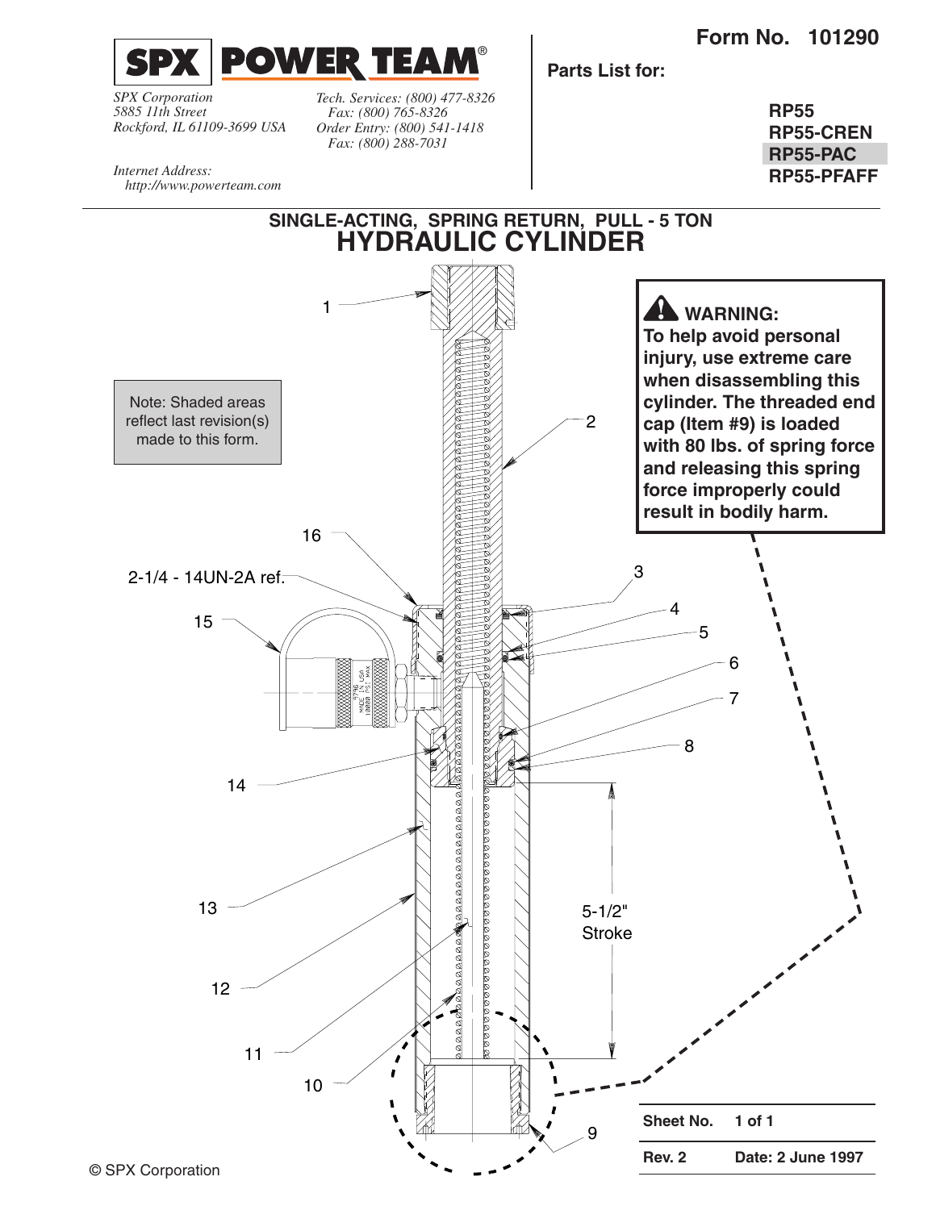**Form No. 101290**

**SPX | POWER TEAM®**

*SPX Corporation*
*5885 11th Street*
*Rockford, IL 61109-3699 USA*

*Tech. Services: (800) 477-8326*
*Fax: (800) 765-8326*
*Order Entry: (800) 541-1418*
*Fax: (800) 288-7031*

*Internet Address:*
*http://www.powerteam.com*

**Parts List for:**

**RP55**
**RP55-CREN**
**RP55-PAC**
**RP55-PFAFF**

## SINGLE-ACTING, SPRING RETURN, PULL - 5 TON
# HYDRAULIC CYLINDER

Note: Shaded areas reflect last revision(s) made to this form.

**WARNING:**
**To help avoid personal injury, use extreme care when disassembling this cylinder. The threaded end cap (Item #9) is loaded with 80 lbs. of spring force and releasing this spring force improperly could result in bodily harm.**

2-1/4 - 14UN-2A ref.

5-1/2" Stroke

1, 2, 3, 4, 5, 6, 7, 8, 9, 10, 11, 12, 13, 14, 15, 16

| Sheet No. | 1 of 1 |
|---|---|
| Rev. 2 | Date: 2 June 1997 |

© SPX Corporation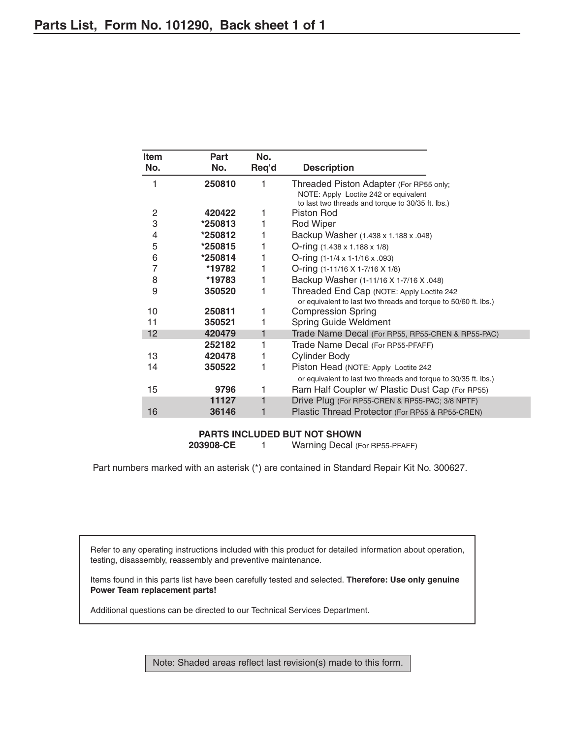## Parts List, Form No. 101290, Back sheet 1 of 1

| Item No. | Part No. | No. Req'd | Description |
|---|---|---|---|
| 1 | 250810 | 1 | Threaded Piston Adapter (For RP55 only; NOTE: Apply Loctite 242 or equivalent to last two threads and torque to 30/35 ft. lbs.) |
| 2 | 420422 | 1 | Piston Rod |
| 3 | *250813 | 1 | Rod Wiper |
| 4 | *250812 | 1 | Backup Washer (1.438 x 1.188 x .048) |
| 5 | *250815 | 1 | O-ring (1.438 x 1.188 x 1/8) |
| 6 | *250814 | 1 | O-ring (1-1/4 x 1-1/16 x .093) |
| 7 | *19782 | 1 | O-ring (1-11/16 X 1-7/16 X 1/8) |
| 8 | *19783 | 1 | Backup Washer (1-11/16 X 1-7/16 X .048) |
| 9 | 350520 | 1 | Threaded End Cap (NOTE: Apply Loctite 242 or equivalent to last two threads and torque to 50/60 ft. lbs.) |
| 10 | 250811 | 1 | Compression Spring |
| 11 | 350521 | 1 | Spring Guide Weldment |
| 12 | 420479 | 1 | Trade Name Decal (For RP55, RP55-CREN & RP55-PAC) |
| | 252182 | 1 | Trade Name Decal (For RP55-PFAFF) |
| 13 | 420478 | 1 | Cylinder Body |
| 14 | 350522 | 1 | Piston Head (NOTE: Apply Loctite 242 or equivalent to last two threads and torque to 30/35 ft. lbs.) |
| 15 | 9796 | 1 | Ram Half Coupler w/ Plastic Dust Cap (For RP55) |
| | 11127 | 1 | Drive Plug (For RP55-CREN & RP55-PAC; 3/8 NPTF) |
| 16 | 36146 | 1 | Plastic Thread Protector (For RP55 & RP55-CREN) |

**PARTS INCLUDED BUT NOT SHOWN**

| Part No. | No. Req'd | Description |
|---|---|---|
| 203908-CE | 1 | Warning Decal (For RP55-PFAFF) |

Part numbers marked with an asterisk (*) are contained in Standard Repair Kit No. 300627.

Refer to any operating instructions included with this product for detailed information about operation, testing, disassembly, reassembly and preventive maintenance.

Items found in this parts list have been carefully tested and selected. **Therefore: Use only genuine Power Team replacement parts!**

Additional questions can be directed to our Technical Services Department.

Note: Shaded areas reflect last revision(s) made to this form.